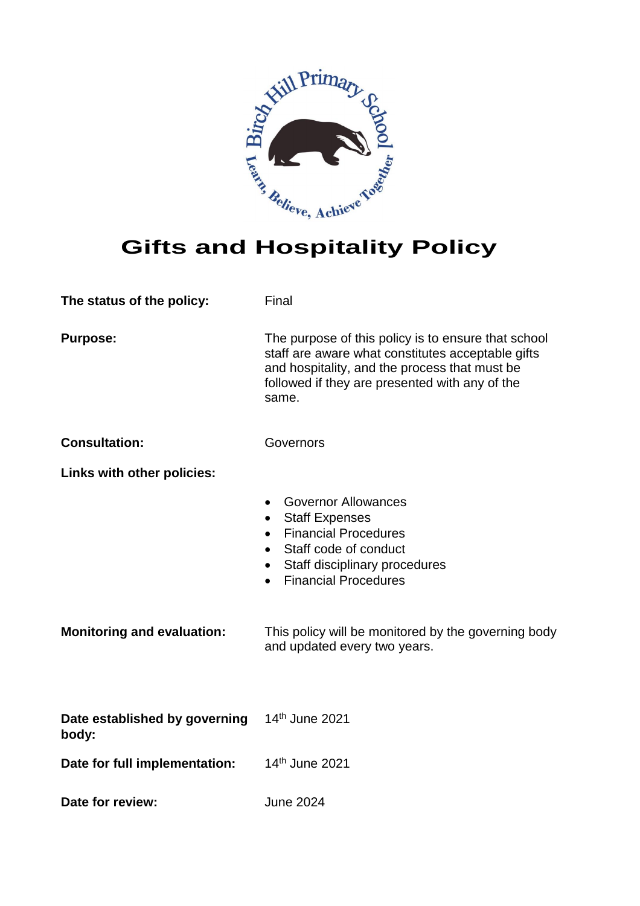# Gifts and Hospitality Policy

**The status of the policy:** Final

**Purpose:** The purpose of this policy is to ensure that school staff are aware what constitutes acceptable gifts and hospitality, and the process that must be followed if they are presented with any of the same.

**Consultation:** Governors

**Links with other policies:**

- Governor Allowances
- Staff Expenses
- Financial Procedures
- Staff code of conduct
- Staff disciplinary procedures
- Financial Procedures

**Monitoring and evaluation:** This policy will be monitored by the governing body and updated every two years.

**Date established by governing body:** 14th June 2021

**Date for full implementation:** 14th June 2021

**Date for review:** June 2024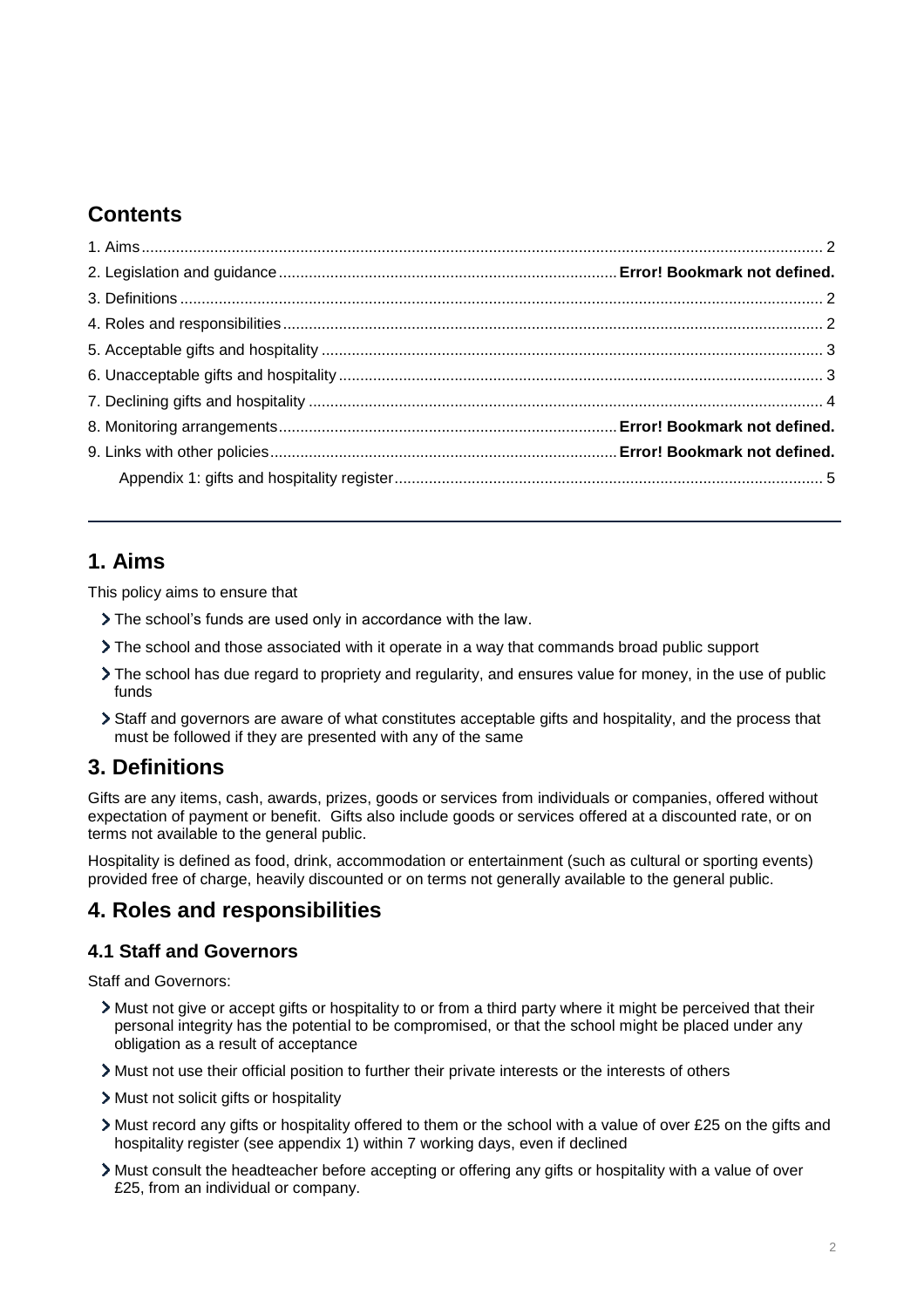## Contents

1. Aims .......... 2
2. Legislation and guidance .......... **Error! Bookmark not defined.**
3. Definitions .......... 2
4. Roles and responsibilities .......... 2
5. Acceptable gifts and hospitality .......... 3
6. Unacceptable gifts and hospitality .......... 3
7. Declining gifts and hospitality .......... 4
8. Monitoring arrangements .......... **Error! Bookmark not defined.**
9. Links with other policies .......... **Error! Bookmark not defined.**
    Appendix 1: gifts and hospitality register .......... 5

---

## 1. Aims

This policy aims to ensure that

- The school's funds are used only in accordance with the law.
- The school and those associated with it operate in a way that commands broad public support
- The school has due regard to propriety and regularity, and ensures value for money, in the use of public funds
- Staff and governors are aware of what constitutes acceptable gifts and hospitality, and the process that must be followed if they are presented with any of the same

## 3. Definitions

Gifts are any items, cash, awards, prizes, goods or services from individuals or companies, offered without expectation of payment or benefit. Gifts also include goods or services offered at a discounted rate, or on terms not available to the general public.

Hospitality is defined as food, drink, accommodation or entertainment (such as cultural or sporting events) provided free of charge, heavily discounted or on terms not generally available to the general public.

## 4. Roles and responsibilities

### 4.1 Staff and Governors

Staff and Governors:

- Must not give or accept gifts or hospitality to or from a third party where it might be perceived that their personal integrity has the potential to be compromised, or that the school might be placed under any obligation as a result of acceptance
- Must not use their official position to further their private interests or the interests of others
- Must not solicit gifts or hospitality
- Must record any gifts or hospitality offered to them or the school with a value of over £25 on the gifts and hospitality register (see appendix 1) within 7 working days, even if declined
- Must consult the headteacher before accepting or offering any gifts or hospitality with a value of over £25, from an individual or company.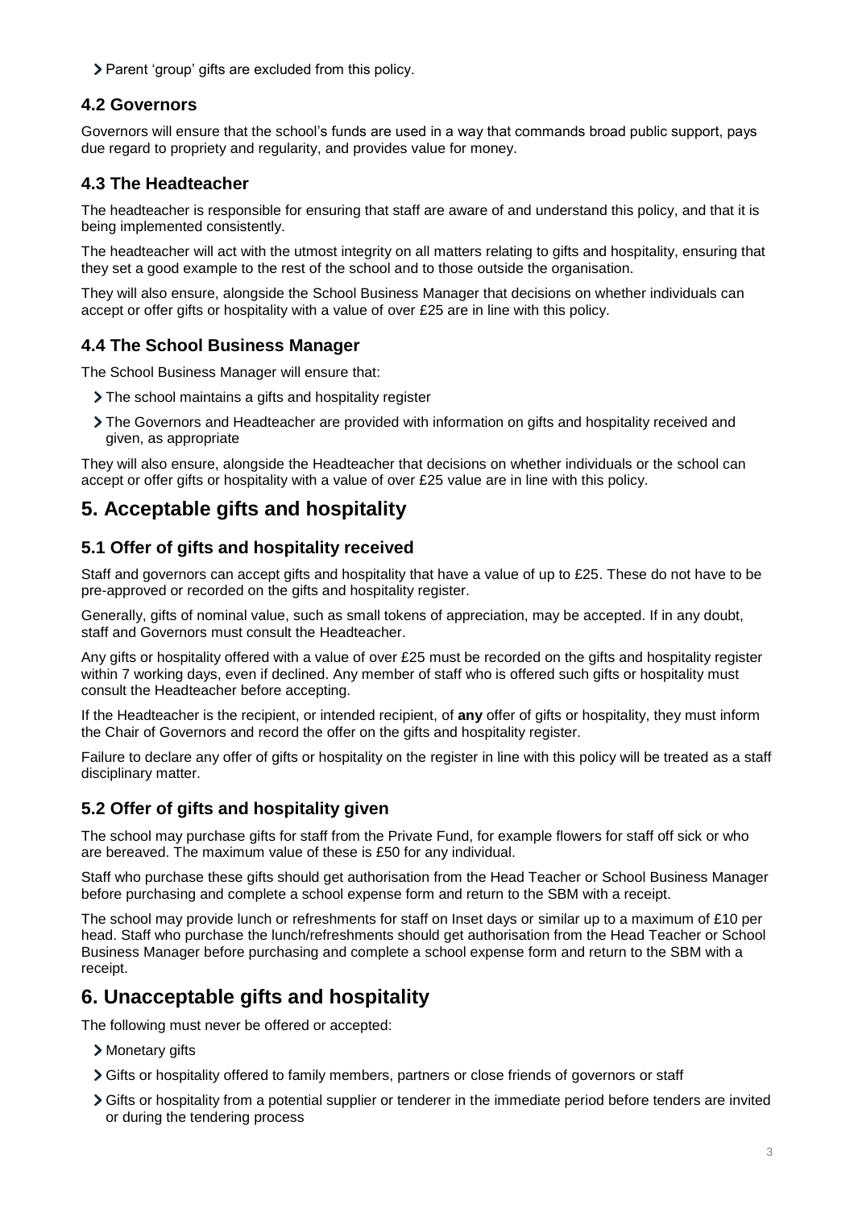- Parent 'group' gifts are excluded from this policy.

### 4.2 Governors

Governors will ensure that the school's funds are used in a way that commands broad public support, pays due regard to propriety and regularity, and provides value for money.

### 4.3 The Headteacher

The headteacher is responsible for ensuring that staff are aware of and understand this policy, and that it is being implemented consistently.

The headteacher will act with the utmost integrity on all matters relating to gifts and hospitality, ensuring that they set a good example to the rest of the school and to those outside the organisation.

They will also ensure, alongside the School Business Manager that decisions on whether individuals can accept or offer gifts or hospitality with a value of over £25 are in line with this policy.

### 4.4 The School Business Manager

The School Business Manager will ensure that:

- The school maintains a gifts and hospitality register
- The Governors and Headteacher are provided with information on gifts and hospitality received and given, as appropriate

They will also ensure, alongside the Headteacher that decisions on whether individuals or the school can accept or offer gifts or hospitality with a value of over £25 value are in line with this policy.

## 5. Acceptable gifts and hospitality

### 5.1 Offer of gifts and hospitality received

Staff and governors can accept gifts and hospitality that have a value of up to £25. These do not have to be pre-approved or recorded on the gifts and hospitality register.

Generally, gifts of nominal value, such as small tokens of appreciation, may be accepted. If in any doubt, staff and Governors must consult the Headteacher.

Any gifts or hospitality offered with a value of over £25 must be recorded on the gifts and hospitality register within 7 working days, even if declined. Any member of staff who is offered such gifts or hospitality must consult the Headteacher before accepting.

If the Headteacher is the recipient, or intended recipient, of **any** offer of gifts or hospitality, they must inform the Chair of Governors and record the offer on the gifts and hospitality register.

Failure to declare any offer of gifts or hospitality on the register in line with this policy will be treated as a staff disciplinary matter.

### 5.2 Offer of gifts and hospitality given

The school may purchase gifts for staff from the Private Fund, for example flowers for staff off sick or who are bereaved. The maximum value of these is £50 for any individual.

Staff who purchase these gifts should get authorisation from the Head Teacher or School Business Manager before purchasing and complete a school expense form and return to the SBM with a receipt.

The school may provide lunch or refreshments for staff on Inset days or similar up to a maximum of £10 per head. Staff who purchase the lunch/refreshments should get authorisation from the Head Teacher or School Business Manager before purchasing and complete a school expense form and return to the SBM with a receipt.

## 6. Unacceptable gifts and hospitality

The following must never be offered or accepted:

- Monetary gifts
- Gifts or hospitality offered to family members, partners or close friends of governors or staff
- Gifts or hospitality from a potential supplier or tenderer in the immediate period before tenders are invited or during the tendering process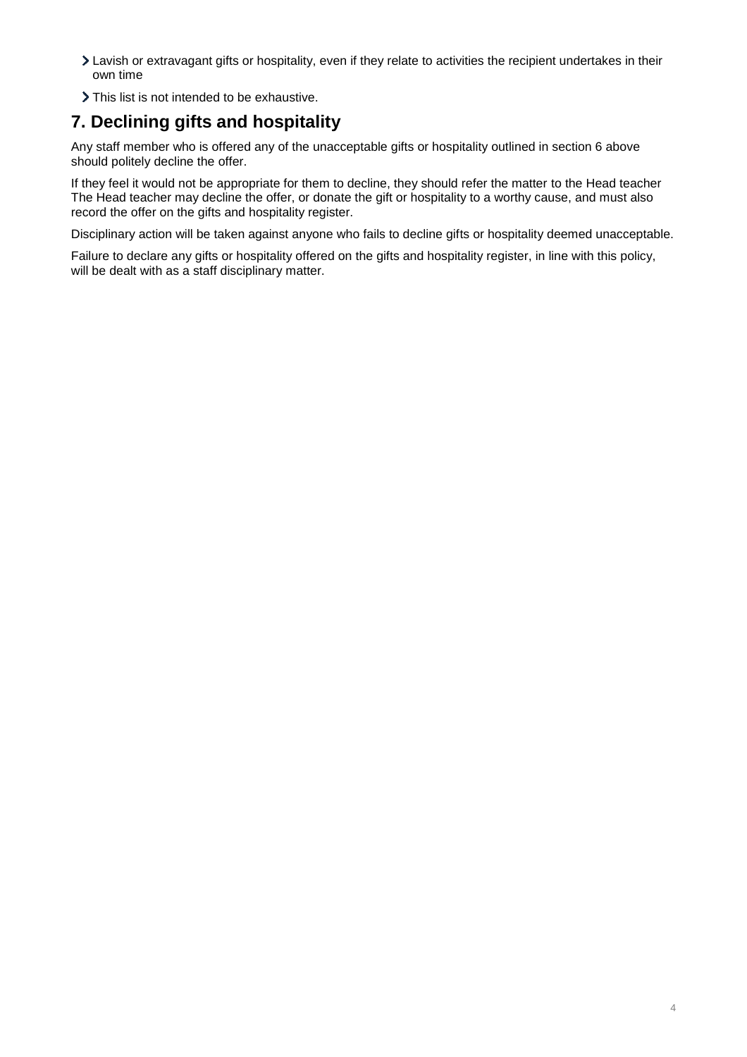- Lavish or extravagant gifts or hospitality, even if they relate to activities the recipient undertakes in their own time
- This list is not intended to be exhaustive.

## 7. Declining gifts and hospitality

Any staff member who is offered any of the unacceptable gifts or hospitality outlined in section 6 above should politely decline the offer.

If they feel it would not be appropriate for them to decline, they should refer the matter to the Head teacher The Head teacher may decline the offer, or donate the gift or hospitality to a worthy cause, and must also record the offer on the gifts and hospitality register.

Disciplinary action will be taken against anyone who fails to decline gifts or hospitality deemed unacceptable.

Failure to declare any gifts or hospitality offered on the gifts and hospitality register, in line with this policy, will be dealt with as a staff disciplinary matter.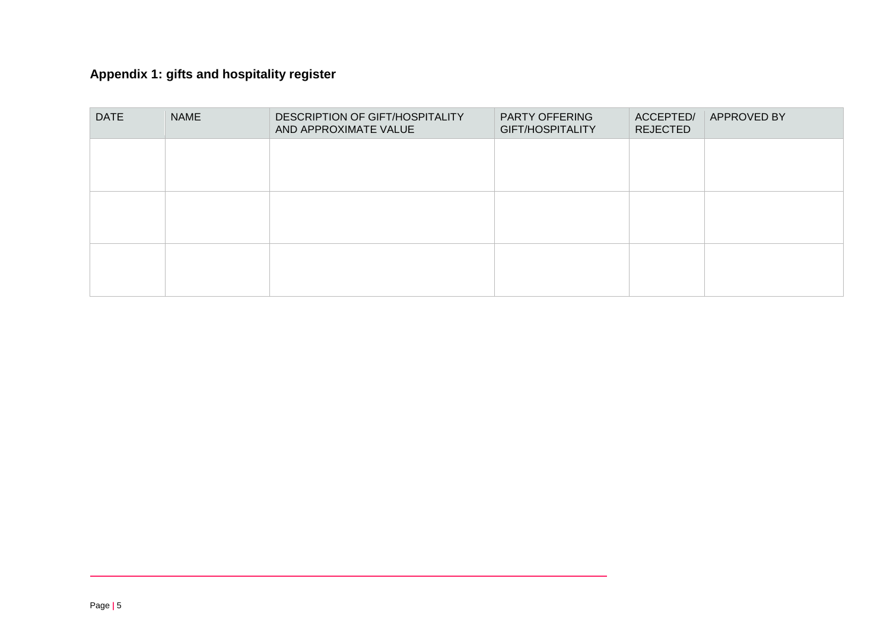## Appendix 1: gifts and hospitality register

| DATE | NAME | DESCRIPTION OF GIFT/HOSPITALITY AND APPROXIMATE VALUE | PARTY OFFERING GIFT/HOSPITALITY | ACCEPTED/ REJECTED | APPROVED BY |
|---|---|---|---|---|---|
| | | | | | |
| | | | | | |
| | | | | | |